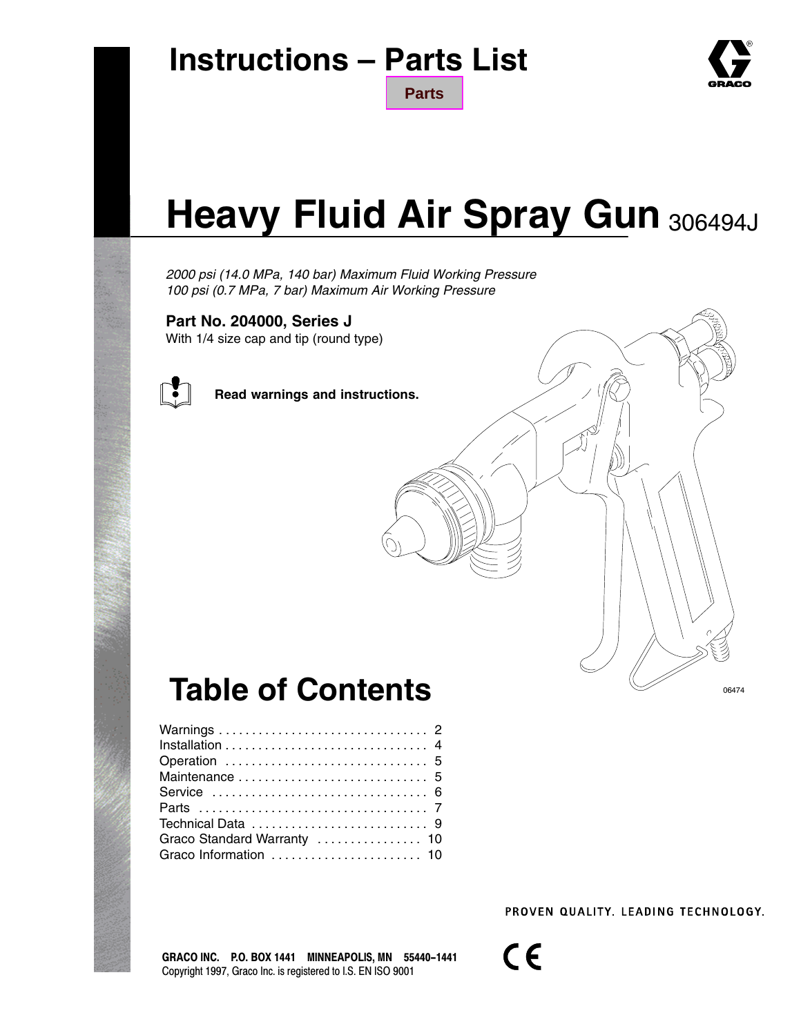# Instructions – Parts List

Parts

# Heavy Fluid Air Spray Gun 306494J

*2000 psi (14.0 MPa, 140 bar) Maximum Fluid Working Pressure*
*100 psi (0.7 MPa, 7 bar) Maximum Air Working Pressure*

**Part No. 204000, Series J**
With 1/4 size cap and tip (round type)

**Read warnings and instructions.**

06474

# Table of Contents

| | |
|---|---|
| Warnings | 2 |
| Installation | 4 |
| Operation | 5 |
| Maintenance | 5 |
| Service | 6 |
| Parts | 7 |
| Technical Data | 9 |
| Graco Standard Warranty | 10 |
| Graco Information | 10 |

PROVEN QUALITY. LEADING TECHNOLOGY.

**GRACO INC. P.O. BOX 1441 MINNEAPOLIS, MN 55440–1441**
Copyright 1997, Graco Inc. is registered to I.S. EN ISO 9001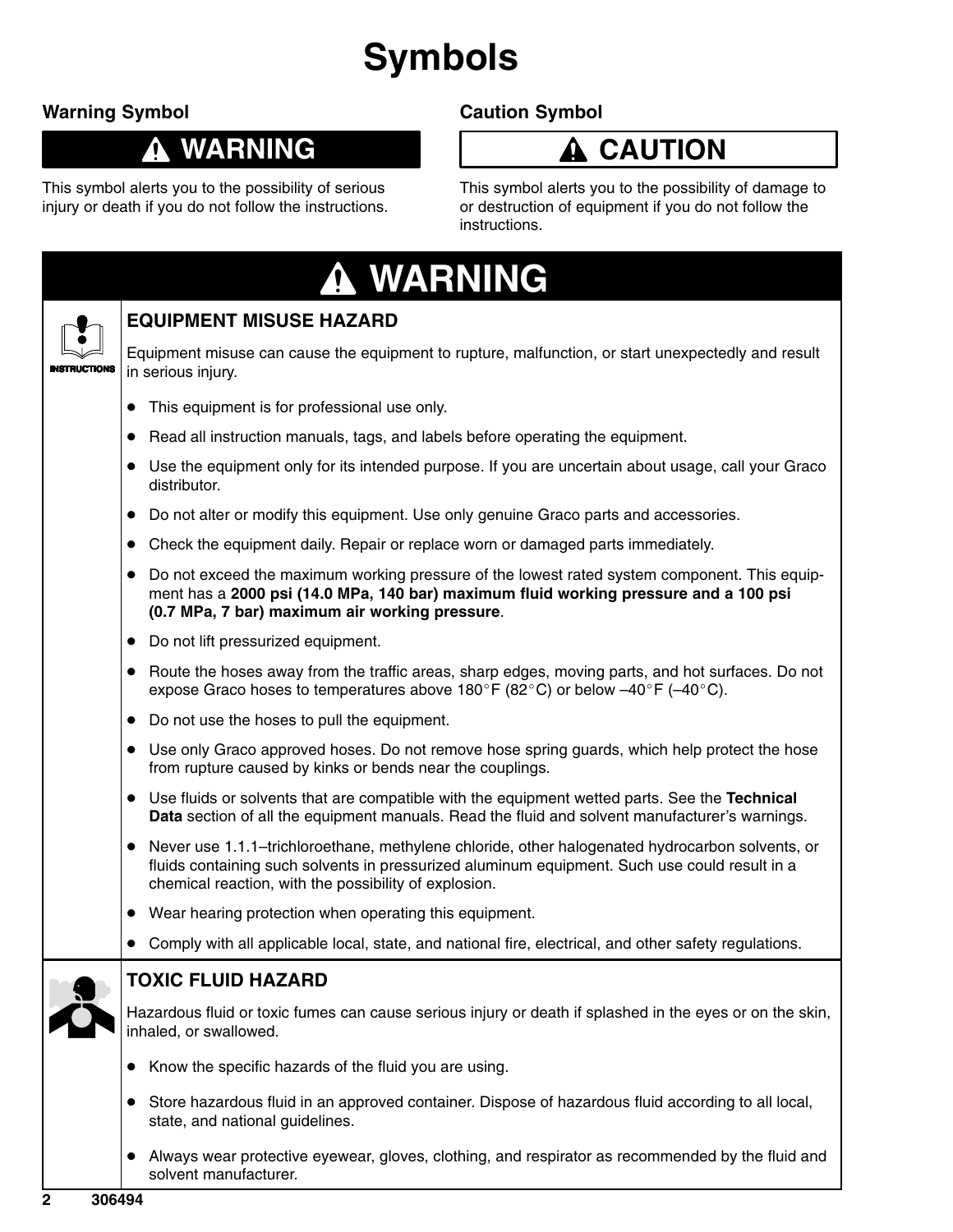# Symbols

## Warning Symbol

**⚠ WARNING**

This symbol alerts you to the possibility of serious injury or death if you do not follow the instructions.

## Caution Symbol

**⚠ CAUTION**

This symbol alerts you to the possibility of damage to or destruction of equipment if you do not follow the instructions.

## ⚠ WARNING

INSTRUCTIONS

### EQUIPMENT MISUSE HAZARD

Equipment misuse can cause the equipment to rupture, malfunction, or start unexpectedly and result in serious injury.

- This equipment is for professional use only.
- Read all instruction manuals, tags, and labels before operating the equipment.
- Use the equipment only for its intended purpose. If you are uncertain about usage, call your Graco distributor.
- Do not alter or modify this equipment. Use only genuine Graco parts and accessories.
- Check the equipment daily. Repair or replace worn or damaged parts immediately.
- Do not exceed the maximum working pressure of the lowest rated system component. This equipment has a **2000 psi (14.0 MPa, 140 bar) maximum fluid working pressure and a 100 psi (0.7 MPa, 7 bar) maximum air working pressure**.
- Do not lift pressurized equipment.
- Route the hoses away from the traffic areas, sharp edges, moving parts, and hot surfaces. Do not expose Graco hoses to temperatures above 180°F (82°C) or below –40°F (–40°C).
- Do not use the hoses to pull the equipment.
- Use only Graco approved hoses. Do not remove hose spring guards, which help protect the hose from rupture caused by kinks or bends near the couplings.
- Use fluids or solvents that are compatible with the equipment wetted parts. See the **Technical Data** section of all the equipment manuals. Read the fluid and solvent manufacturer's warnings.
- Never use 1.1.1–trichloroethane, methylene chloride, other halogenated hydrocarbon solvents, or fluids containing such solvents in pressurized aluminum equipment. Such use could result in a chemical reaction, with the possibility of explosion.
- Wear hearing protection when operating this equipment.
- Comply with all applicable local, state, and national fire, electrical, and other safety regulations.

### TOXIC FLUID HAZARD

Hazardous fluid or toxic fumes can cause serious injury or death if splashed in the eyes or on the skin, inhaled, or swallowed.

- Know the specific hazards of the fluid you are using.
- Store hazardous fluid in an approved container. Dispose of hazardous fluid according to all local, state, and national guidelines.
- Always wear protective eyewear, gloves, clothing, and respirator as recommended by the fluid and solvent manufacturer.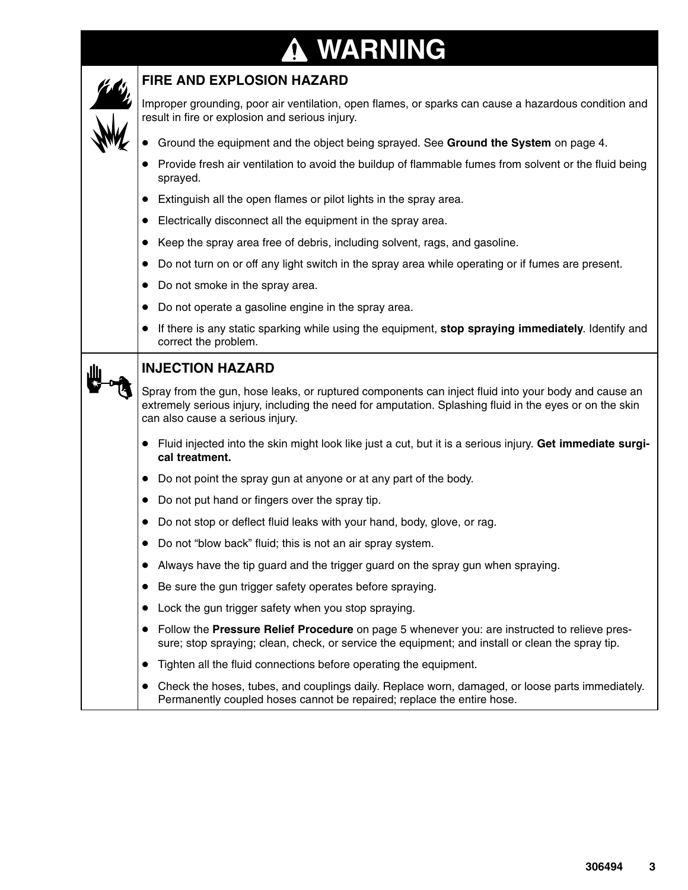# ⚠ WARNING

## FIRE AND EXPLOSION HAZARD

Improper grounding, poor air ventilation, open flames, or sparks can cause a hazardous condition and result in fire or explosion and serious injury.

- Ground the equipment and the object being sprayed. See **Ground the System** on page 4.
- Provide fresh air ventilation to avoid the buildup of flammable fumes from solvent or the fluid being sprayed.
- Extinguish all the open flames or pilot lights in the spray area.
- Electrically disconnect all the equipment in the spray area.
- Keep the spray area free of debris, including solvent, rags, and gasoline.
- Do not turn on or off any light switch in the spray area while operating or if fumes are present.
- Do not smoke in the spray area.
- Do not operate a gasoline engine in the spray area.
- If there is any static sparking while using the equipment, **stop spraying immediately**. Identify and correct the problem.

## INJECTION HAZARD

Spray from the gun, hose leaks, or ruptured components can inject fluid into your body and cause an extremely serious injury, including the need for amputation. Splashing fluid in the eyes or on the skin can also cause a serious injury.

- Fluid injected into the skin might look like just a cut, but it is a serious injury. **Get immediate surgical treatment.**
- Do not point the spray gun at anyone or at any part of the body.
- Do not put hand or fingers over the spray tip.
- Do not stop or deflect fluid leaks with your hand, body, glove, or rag.
- Do not "blow back" fluid; this is not an air spray system.
- Always have the tip guard and the trigger guard on the spray gun when spraying.
- Be sure the gun trigger safety operates before spraying.
- Lock the gun trigger safety when you stop spraying.
- Follow the **Pressure Relief Procedure** on page 5 whenever you: are instructed to relieve pressure; stop spraying; clean, check, or service the equipment; and install or clean the spray tip.
- Tighten all the fluid connections before operating the equipment.
- Check the hoses, tubes, and couplings daily. Replace worn, damaged, or loose parts immediately. Permanently coupled hoses cannot be repaired; replace the entire hose.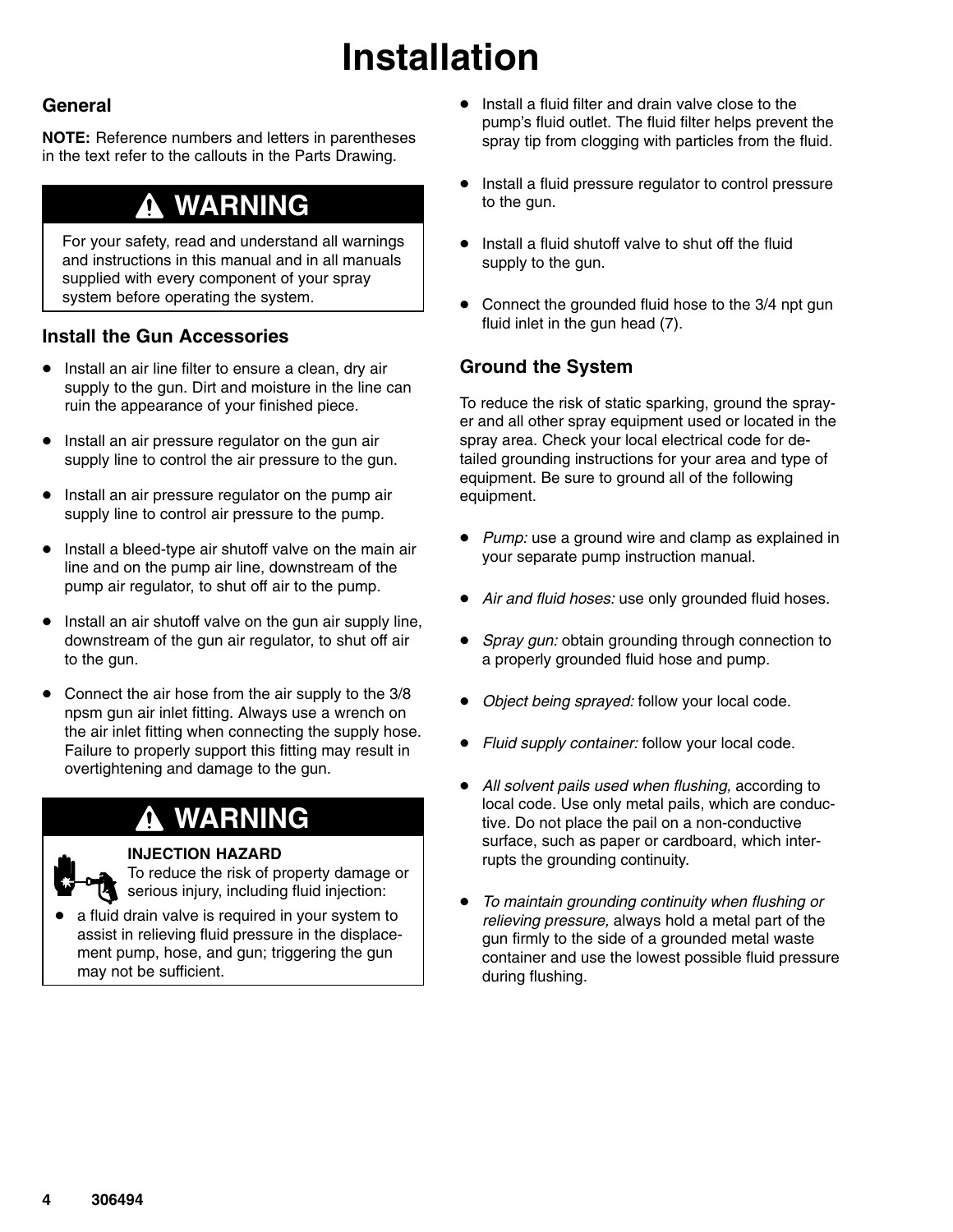# Installation

## General

**NOTE:** Reference numbers and letters in parentheses in the text refer to the callouts in the Parts Drawing.

> **⚠ WARNING**
>
> For your safety, read and understand all warnings and instructions in this manual and in all manuals supplied with every component of your spray system before operating the system.

## Install the Gun Accessories

- Install an air line filter to ensure a clean, dry air supply to the gun. Dirt and moisture in the line can ruin the appearance of your finished piece.
- Install an air pressure regulator on the gun air supply line to control the air pressure to the gun.
- Install an air pressure regulator on the pump air supply line to control air pressure to the pump.
- Install a bleed-type air shutoff valve on the main air line and on the pump air line, downstream of the pump air regulator, to shut off air to the pump.
- Install an air shutoff valve on the gun air supply line, downstream of the gun air regulator, to shut off air to the gun.
- Connect the air hose from the air supply to the 3/8 npsm gun air inlet fitting. Always use a wrench on the air inlet fitting when connecting the supply hose. Failure to properly support this fitting may result in overtightening and damage to the gun.

> **⚠ WARNING**
>
> **INJECTION HAZARD**
> To reduce the risk of property damage or serious injury, including fluid injection:
>
> - a fluid drain valve is required in your system to assist in relieving fluid pressure in the displacement pump, hose, and gun; triggering the gun may not be sufficient.

- Install a fluid filter and drain valve close to the pump's fluid outlet. The fluid filter helps prevent the spray tip from clogging with particles from the fluid.
- Install a fluid pressure regulator to control pressure to the gun.
- Install a fluid shutoff valve to shut off the fluid supply to the gun.
- Connect the grounded fluid hose to the 3/4 npt gun fluid inlet in the gun head (7).

## Ground the System

To reduce the risk of static sparking, ground the sprayer and all other spray equipment used or located in the spray area. Check your local electrical code for detailed grounding instructions for your area and type of equipment. Be sure to ground all of the following equipment.

- *Pump:* use a ground wire and clamp as explained in your separate pump instruction manual.
- *Air and fluid hoses:* use only grounded fluid hoses.
- *Spray gun:* obtain grounding through connection to a properly grounded fluid hose and pump.
- *Object being sprayed:* follow your local code.
- *Fluid supply container:* follow your local code.
- *All solvent pails used when flushing,* according to local code. Use only metal pails, which are conductive. Do not place the pail on a non-conductive surface, such as paper or cardboard, which interrupts the grounding continuity.
- *To maintain grounding continuity when flushing or relieving pressure,* always hold a metal part of the gun firmly to the side of a grounded metal waste container and use the lowest possible fluid pressure during flushing.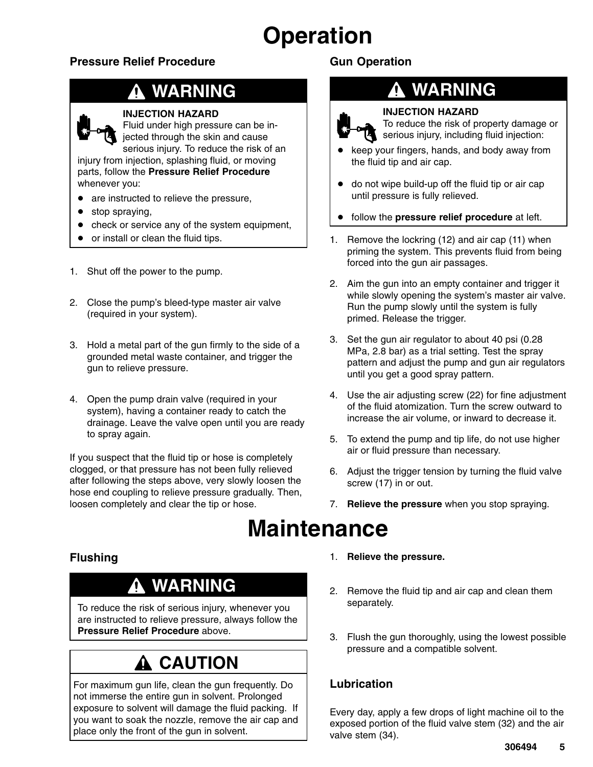# Operation

## Pressure Relief Procedure

### ⚠ WARNING

**INJECTION HAZARD**
Fluid under high pressure can be injected through the skin and cause serious injury. To reduce the risk of an injury from injection, splashing fluid, or moving parts, follow the **Pressure Relief Procedure** whenever you:

- are instructed to relieve the pressure,
- stop spraying,
- check or service any of the system equipment,
- or install or clean the fluid tips.

1. Shut off the power to the pump.
2. Close the pump's bleed-type master air valve (required in your system).
3. Hold a metal part of the gun firmly to the side of a grounded metal waste container, and trigger the gun to relieve pressure.
4. Open the pump drain valve (required in your system), having a container ready to catch the drainage. Leave the valve open until you are ready to spray again.

If you suspect that the fluid tip or hose is completely clogged, or that pressure has not been fully relieved after following the steps above, very slowly loosen the hose end coupling to relieve pressure gradually. Then, loosen completely and clear the tip or hose.

## Gun Operation

### ⚠ WARNING

**INJECTION HAZARD**
To reduce the risk of property damage or serious injury, including fluid injection:

- keep your fingers, hands, and body away from the fluid tip and air cap.
- do not wipe build-up off the fluid tip or air cap until pressure is fully relieved.
- follow the **pressure relief procedure** at left.

1. Remove the lockring (12) and air cap (11) when priming the system. This prevents fluid from being forced into the gun air passages.
2. Aim the gun into an empty container and trigger it while slowly opening the system's master air valve. Run the pump slowly until the system is fully primed. Release the trigger.
3. Set the gun air regulator to about 40 psi (0.28 MPa, 2.8 bar) as a trial setting. Test the spray pattern and adjust the pump and gun air regulators until you get a good spray pattern.
4. Use the air adjusting screw (22) for fine adjustment of the fluid atomization. Turn the screw outward to increase the air volume, or inward to decrease it.
5. To extend the pump and tip life, do not use higher air or fluid pressure than necessary.
6. Adjust the trigger tension by turning the fluid valve screw (17) in or out.
7. **Relieve the pressure** when you stop spraying.

# Maintenance

## Flushing

### ⚠ WARNING

To reduce the risk of serious injury, whenever you are instructed to relieve pressure, always follow the **Pressure Relief Procedure** above.

### ⚠ CAUTION

For maximum gun life, clean the gun frequently. Do not immerse the entire gun in solvent. Prolonged exposure to solvent will damage the fluid packing. If you want to soak the nozzle, remove the air cap and place only the front of the gun in solvent.

1. **Relieve the pressure.**
2. Remove the fluid tip and air cap and clean them separately.
3. Flush the gun thoroughly, using the lowest possible pressure and a compatible solvent.

## Lubrication

Every day, apply a few drops of light machine oil to the exposed portion of the fluid valve stem (32) and the air valve stem (34).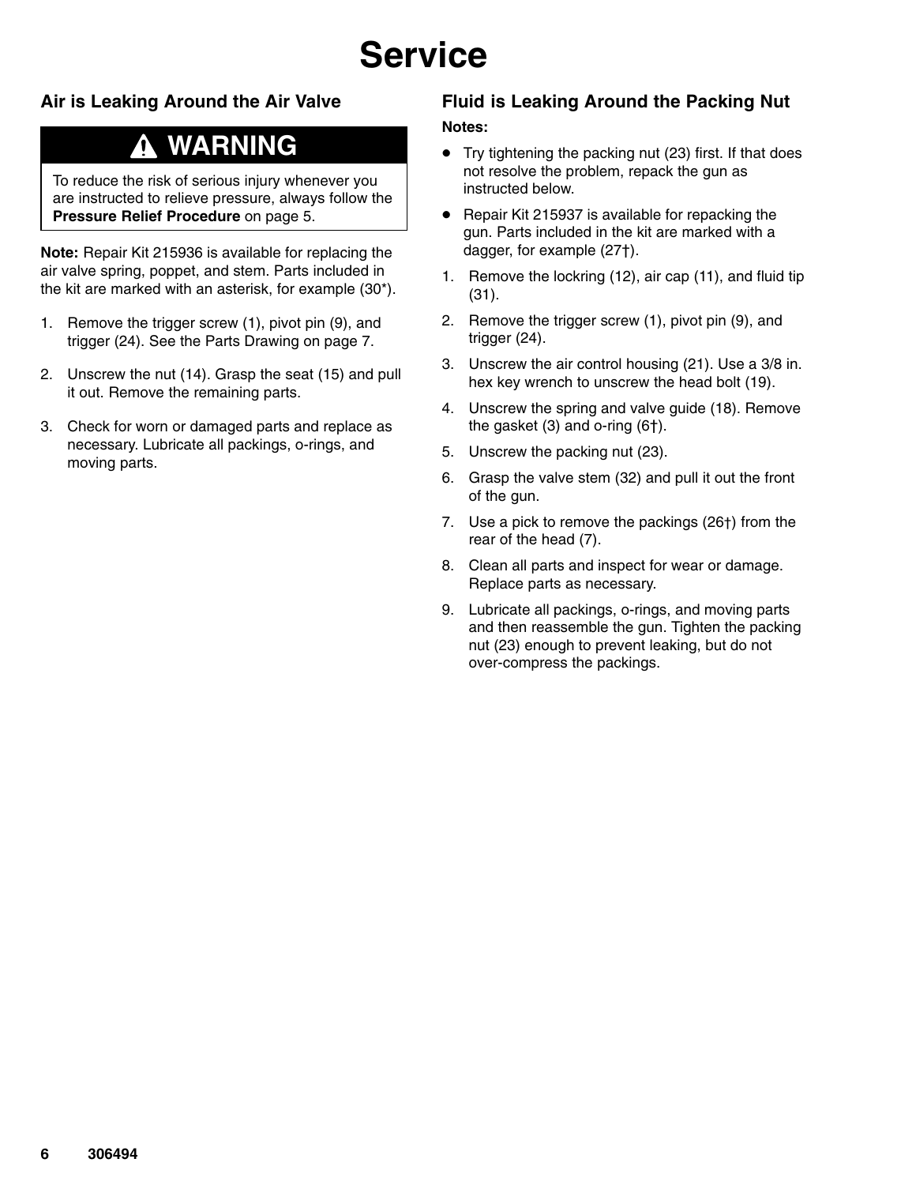# Service

## Air is Leaking Around the Air Valve

**⚠ WARNING**

To reduce the risk of serious injury whenever you are instructed to relieve pressure, always follow the **Pressure Relief Procedure** on page 5.

**Note:** Repair Kit 215936 is available for replacing the air valve spring, poppet, and stem. Parts included in the kit are marked with an asterisk, for example (30*).

1. Remove the trigger screw (1), pivot pin (9), and trigger (24). See the Parts Drawing on page 7.
2. Unscrew the nut (14). Grasp the seat (15) and pull it out. Remove the remaining parts.
3. Check for worn or damaged parts and replace as necessary. Lubricate all packings, o-rings, and moving parts.

## Fluid is Leaking Around the Packing Nut

**Notes:**

- Try tightening the packing nut (23) first. If that does not resolve the problem, repack the gun as instructed below.
- Repair Kit 215937 is available for repacking the gun. Parts included in the kit are marked with a dagger, for example (27†).

1. Remove the lockring (12), air cap (11), and fluid tip (31).
2. Remove the trigger screw (1), pivot pin (9), and trigger (24).
3. Unscrew the air control housing (21). Use a 3/8 in. hex key wrench to unscrew the head bolt (19).
4. Unscrew the spring and valve guide (18). Remove the gasket (3) and o-ring (6†).
5. Unscrew the packing nut (23).
6. Grasp the valve stem (32) and pull it out the front of the gun.
7. Use a pick to remove the packings (26†) from the rear of the head (7).
8. Clean all parts and inspect for wear or damage. Replace parts as necessary.
9. Lubricate all packings, o-rings, and moving parts and then reassemble the gun. Tighten the packing nut (23) enough to prevent leaking, but do not over-compress the packings.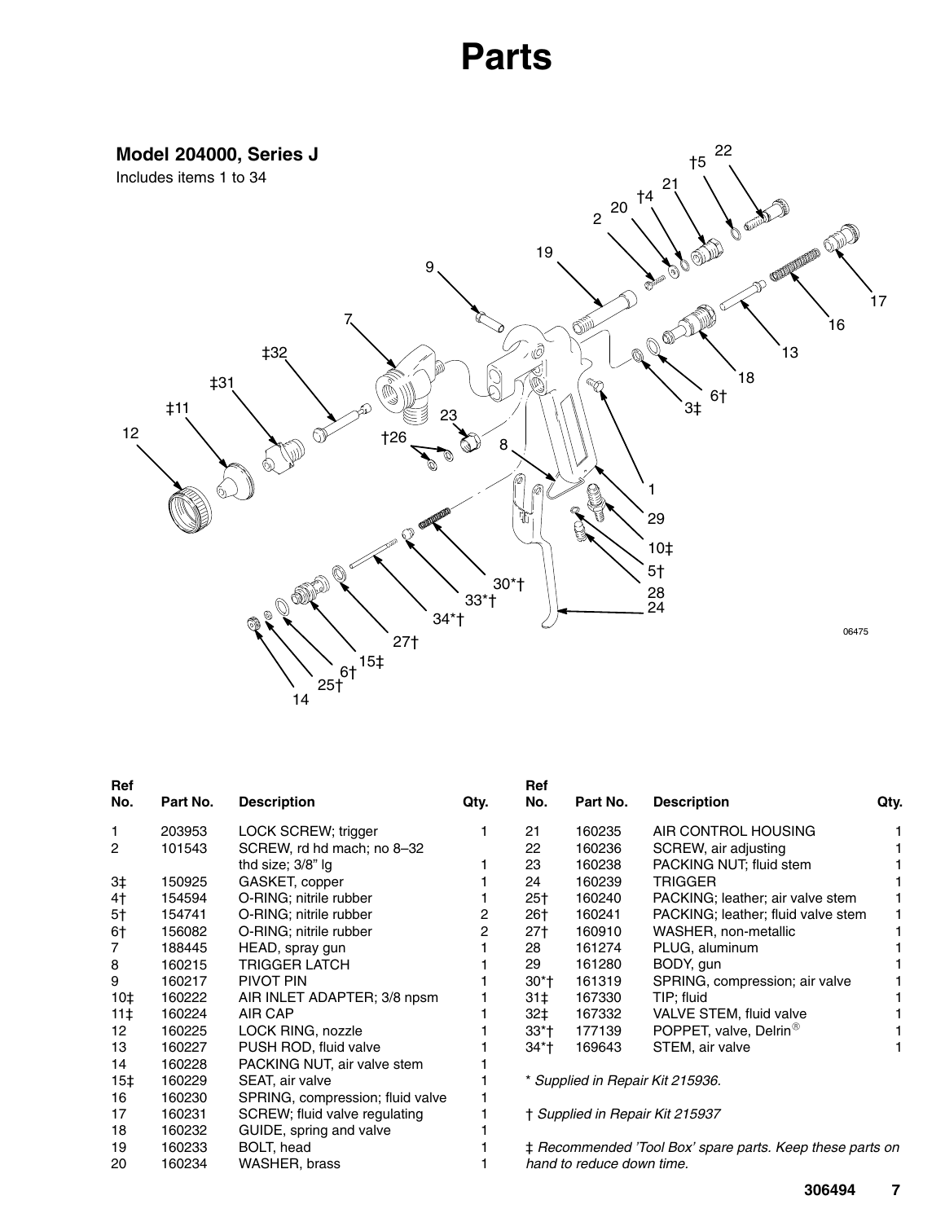# Parts

## Model 204000, Series J

Includes items 1 to 34

| Ref No. | Part No. | Description | Qty. |
|---|---|---|---|
| 1 | 203953 | LOCK SCREW; trigger | 1 |
| 2 | 101543 | SCREW, rd hd mach; no 8–32 thd size; 3/8" lg | 1 |
| 3‡ | 150925 | GASKET, copper | 1 |
| 4† | 154594 | O-RING; nitrile rubber | 1 |
| 5† | 154741 | O-RING; nitrile rubber | 2 |
| 6† | 156082 | O-RING; nitrile rubber | 2 |
| 7 | 188445 | HEAD, spray gun | 1 |
| 8 | 160215 | TRIGGER LATCH | 1 |
| 9 | 160217 | PIVOT PIN | 1 |
| 10‡ | 160222 | AIR INLET ADAPTER; 3/8 npsm | 1 |
| 11‡ | 160224 | AIR CAP | 1 |
| 12 | 160225 | LOCK RING, nozzle | 1 |
| 13 | 160227 | PUSH ROD, fluid valve | 1 |
| 14 | 160228 | PACKING NUT, air valve stem | 1 |
| 15‡ | 160229 | SEAT, air valve | 1 |
| 16 | 160230 | SPRING, compression; fluid valve | 1 |
| 17 | 160231 | SCREW; fluid valve regulating | 1 |
| 18 | 160232 | GUIDE, spring and valve | 1 |
| 19 | 160233 | BOLT, head | 1 |
| 20 | 160234 | WASHER, brass | 1 |
| 21 | 160235 | AIR CONTROL HOUSING | 1 |
| 22 | 160236 | SCREW, air adjusting | 1 |
| 23 | 160238 | PACKING NUT; fluid stem | 1 |
| 24 | 160239 | TRIGGER | 1 |
| 25† | 160240 | PACKING; leather; air valve stem | 1 |
| 26† | 160241 | PACKING; leather; fluid valve stem | 1 |
| 27† | 160910 | WASHER, non-metallic | 1 |
| 28 | 161274 | PLUG, aluminum | 1 |
| 29 | 161280 | BODY, gun | 1 |
| 30*† | 161319 | SPRING, compression; air valve | 1 |
| 31‡ | 167330 | TIP; fluid | 1 |
| 32‡ | 167332 | VALVE STEM, fluid valve | 1 |
| 33*† | 177139 | POPPET, valve, Delrin® | 1 |
| 34*† | 169643 | STEM, air valve | 1 |

*\* Supplied in Repair Kit 215936.*

*† Supplied in Repair Kit 215937*

*‡ Recommended 'Tool Box' spare parts. Keep these parts on hand to reduce down time.*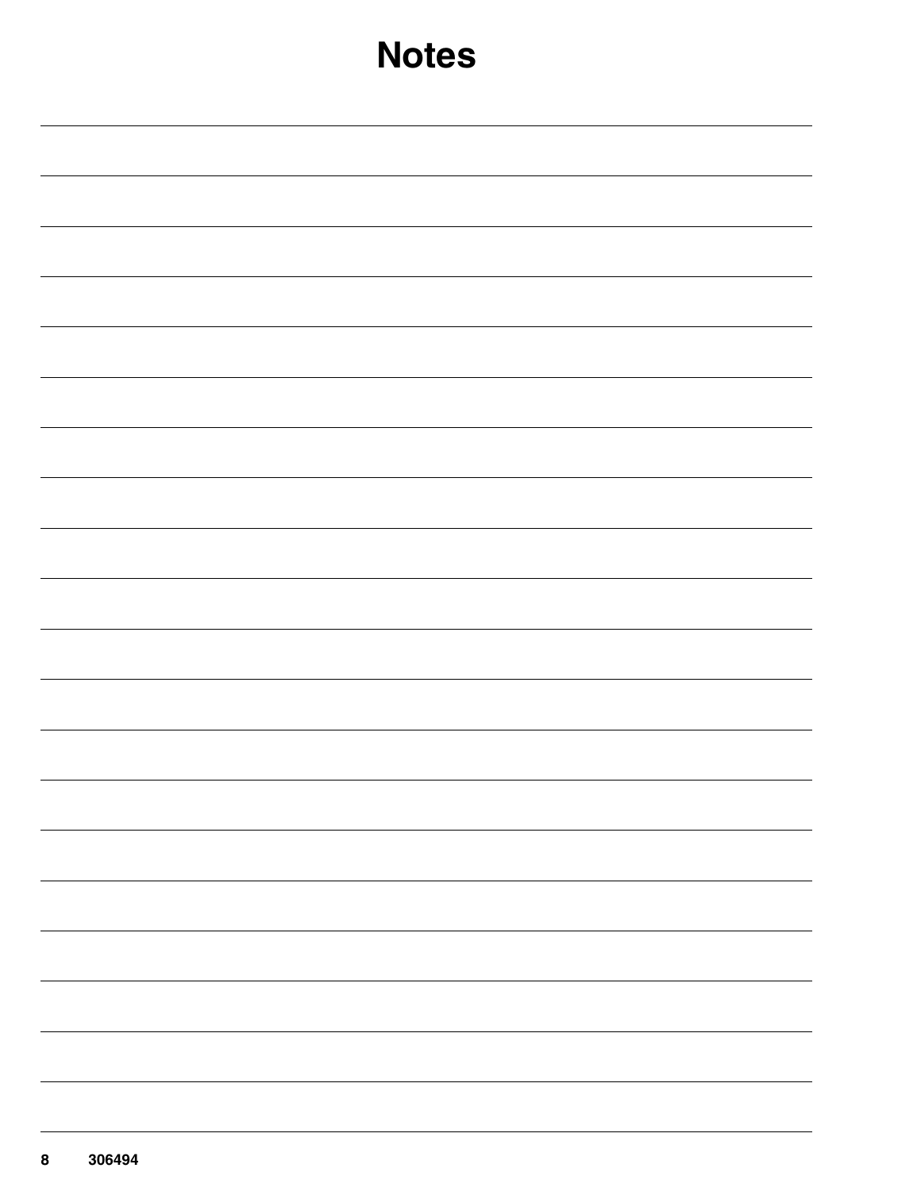# Notes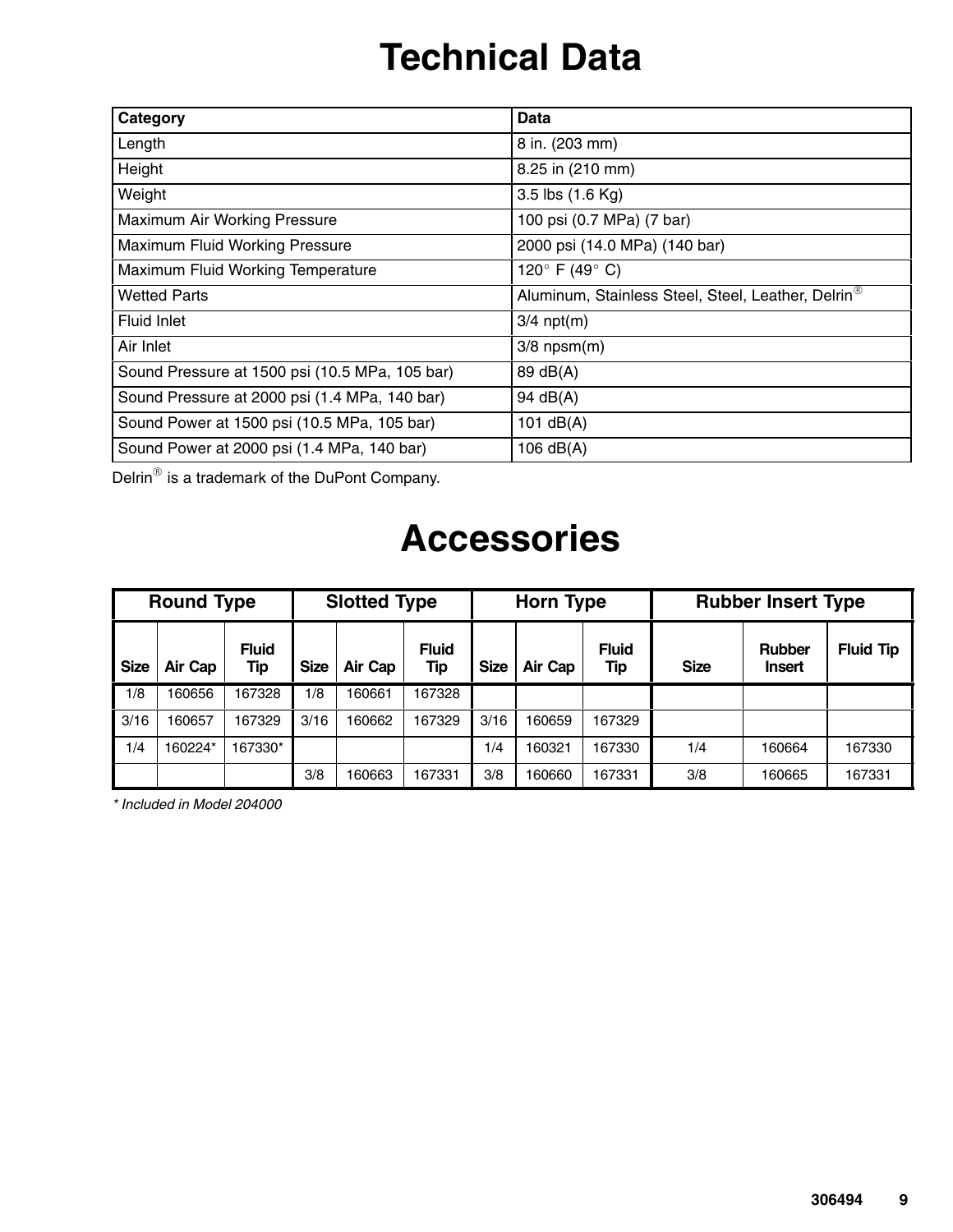# Technical Data

| Category | Data |
|---|---|
| Length | 8 in. (203 mm) |
| Height | 8.25 in (210 mm) |
| Weight | 3.5 lbs (1.6 Kg) |
| Maximum Air Working Pressure | 100 psi (0.7 MPa) (7 bar) |
| Maximum Fluid Working Pressure | 2000 psi (14.0 MPa) (140 bar) |
| Maximum Fluid Working Temperature | 120° F (49° C) |
| Wetted Parts | Aluminum, Stainless Steel, Steel, Leather, Delrin® |
| Fluid Inlet | 3/4 npt(m) |
| Air Inlet | 3/8 npsm(m) |
| Sound Pressure at 1500 psi (10.5 MPa, 105 bar) | 89 dB(A) |
| Sound Pressure at 2000 psi (1.4 MPa, 140 bar) | 94 dB(A) |
| Sound Power at 1500 psi (10.5 MPa, 105 bar) | 101 dB(A) |
| Sound Power at 2000 psi (1.4 MPa, 140 bar) | 106 dB(A) |

Delrin® is a trademark of the DuPont Company.

# Accessories

| Round Type | | | Slotted Type | | | Horn Type | | | Rubber Insert Type | | |
|---|---|---|---|---|---|---|---|---|---|---|---|
| Size | Air Cap | Fluid Tip | Size | Air Cap | Fluid Tip | Size | Air Cap | Fluid Tip | Size | Rubber Insert | Fluid Tip |
| 1/8 | 160656 | 167328 | 1/8 | 160661 | 167328 | | | | | | |
| 3/16 | 160657 | 167329 | 3/16 | 160662 | 167329 | 3/16 | 160659 | 167329 | | | |
| 1/4 | 160224* | 167330* | | | | 1/4 | 160321 | 167330 | 1/4 | 160664 | 167330 |
| | | | 3/8 | 160663 | 167331 | 3/8 | 160660 | 167331 | 3/8 | 160665 | 167331 |

*\* Included in Model 204000*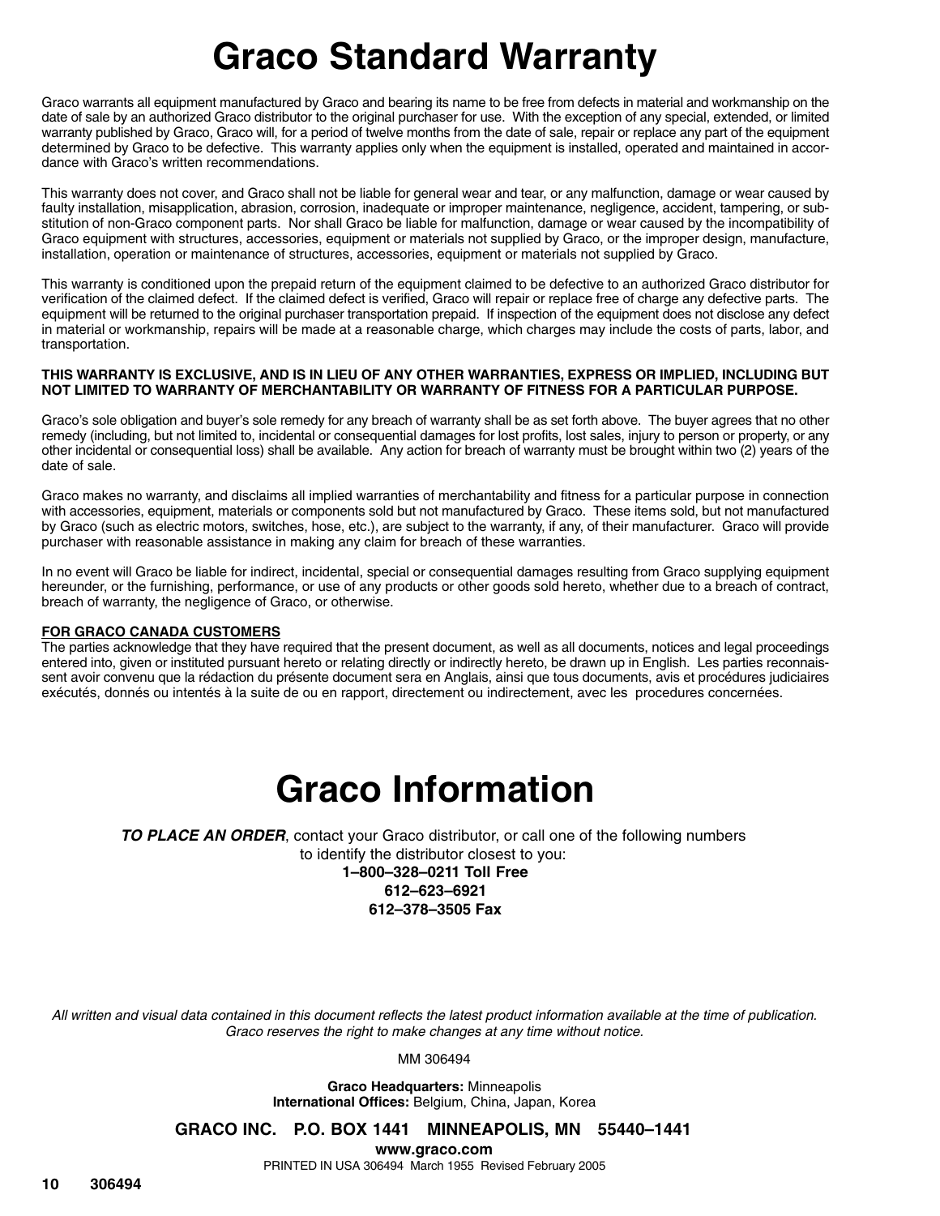# Graco Standard Warranty

Graco warrants all equipment manufactured by Graco and bearing its name to be free from defects in material and workmanship on the date of sale by an authorized Graco distributor to the original purchaser for use. With the exception of any special, extended, or limited warranty published by Graco, Graco will, for a period of twelve months from the date of sale, repair or replace any part of the equipment determined by Graco to be defective. This warranty applies only when the equipment is installed, operated and maintained in accordance with Graco's written recommendations.

This warranty does not cover, and Graco shall not be liable for general wear and tear, or any malfunction, damage or wear caused by faulty installation, misapplication, abrasion, corrosion, inadequate or improper maintenance, negligence, accident, tampering, or substitution of non-Graco component parts. Nor shall Graco be liable for malfunction, damage or wear caused by the incompatibility of Graco equipment with structures, accessories, equipment or materials not supplied by Graco, or the improper design, manufacture, installation, operation or maintenance of structures, accessories, equipment or materials not supplied by Graco.

This warranty is conditioned upon the prepaid return of the equipment claimed to be defective to an authorized Graco distributor for verification of the claimed defect. If the claimed defect is verified, Graco will repair or replace free of charge any defective parts. The equipment will be returned to the original purchaser transportation prepaid. If inspection of the equipment does not disclose any defect in material or workmanship, repairs will be made at a reasonable charge, which charges may include the costs of parts, labor, and transportation.

**THIS WARRANTY IS EXCLUSIVE, AND IS IN LIEU OF ANY OTHER WARRANTIES, EXPRESS OR IMPLIED, INCLUDING BUT NOT LIMITED TO WARRANTY OF MERCHANTABILITY OR WARRANTY OF FITNESS FOR A PARTICULAR PURPOSE.**

Graco's sole obligation and buyer's sole remedy for any breach of warranty shall be as set forth above. The buyer agrees that no other remedy (including, but not limited to, incidental or consequential damages for lost profits, lost sales, injury to person or property, or any other incidental or consequential loss) shall be available. Any action for breach of warranty must be brought within two (2) years of the date of sale.

Graco makes no warranty, and disclaims all implied warranties of merchantability and fitness for a particular purpose in connection with accessories, equipment, materials or components sold but not manufactured by Graco. These items sold, but not manufactured by Graco (such as electric motors, switches, hose, etc.), are subject to the warranty, if any, of their manufacturer. Graco will provide purchaser with reasonable assistance in making any claim for breach of these warranties.

In no event will Graco be liable for indirect, incidental, special or consequential damages resulting from Graco supplying equipment hereunder, or the furnishing, performance, or use of any products or other goods sold hereto, whether due to a breach of contract, breach of warranty, the negligence of Graco, or otherwise.

**FOR GRACO CANADA CUSTOMERS**

The parties acknowledge that they have required that the present document, as well as all documents, notices and legal proceedings entered into, given or instituted pursuant hereto or relating directly or indirectly hereto, be drawn up in English. Les parties reconnaissent avoir convenu que la rédaction du présente document sera en Anglais, ainsi que tous documents, avis et procédures judiciaires exécutés, donnés ou intentés à la suite de ou en rapport, directement ou indirectement, avec les procedures concernées.

# Graco Information

***TO PLACE AN ORDER***, contact your Graco distributor, or call one of the following numbers to identify the distributor closest to you:

**1–800–328–0211 Toll Free**
**612–623–6921**
**612–378–3505 Fax**

*All written and visual data contained in this document reflects the latest product information available at the time of publication. Graco reserves the right to make changes at any time without notice.*

MM 306494

**Graco Headquarters:** Minneapolis
**International Offices:** Belgium, China, Japan, Korea

**GRACO INC. P.O. BOX 1441 MINNEAPOLIS, MN 55440–1441**

**www.graco.com**

PRINTED IN USA 306494 March 1955 Revised February 2005